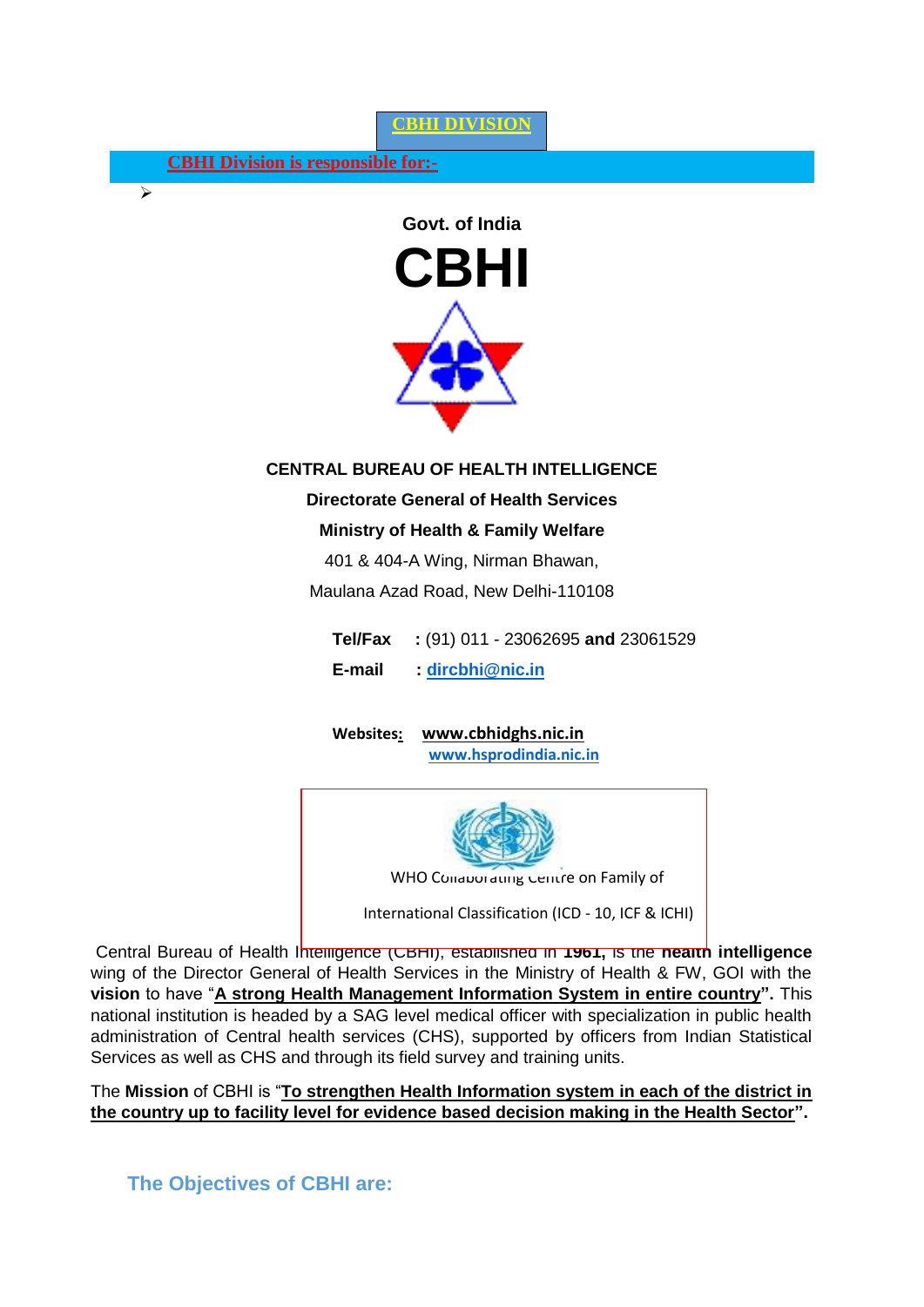**CBHI DIVISION**

**CBHI Division is responsible for:-**

➢

Govt. of India

# CBHI

**CENTRAL BUREAU OF HEALTH INTELLIGENCE**

**Directorate General of Health Services**

**Ministry of Health & Family Welfare**

401 & 404-A Wing, Nirman Bhawan,

Maulana Azad Road, New Delhi-110108

**Tel/Fax** : (91) 011 - 23062695 **and** 23061529

**E-mail** : dircbhi@nic.in

**Websites:** www.cbhidghs.nic.in
www.hsprodindia.nic.in

WHO Collaborating Centre on Family of

International Classification (ICD - 10, ICF & ICHI)

Central Bureau of Health Intelligence (CBHI), established in **1961,** is the **health intelligence** wing of the Director General of Health Services in the Ministry of Health & FW, GOI with the **vision** to have "**A strong Health Management Information System in entire country".** This national institution is headed by a SAG level medical officer with specialization in public health administration of Central health services (CHS), supported by officers from Indian Statistical Services as well as CHS and through its field survey and training units.

The **Mission** of CBHI is "**To strengthen Health Information system in each of the district in the country up to facility level for evidence based decision making in the Health Sector".**

## The Objectives of CBHI are: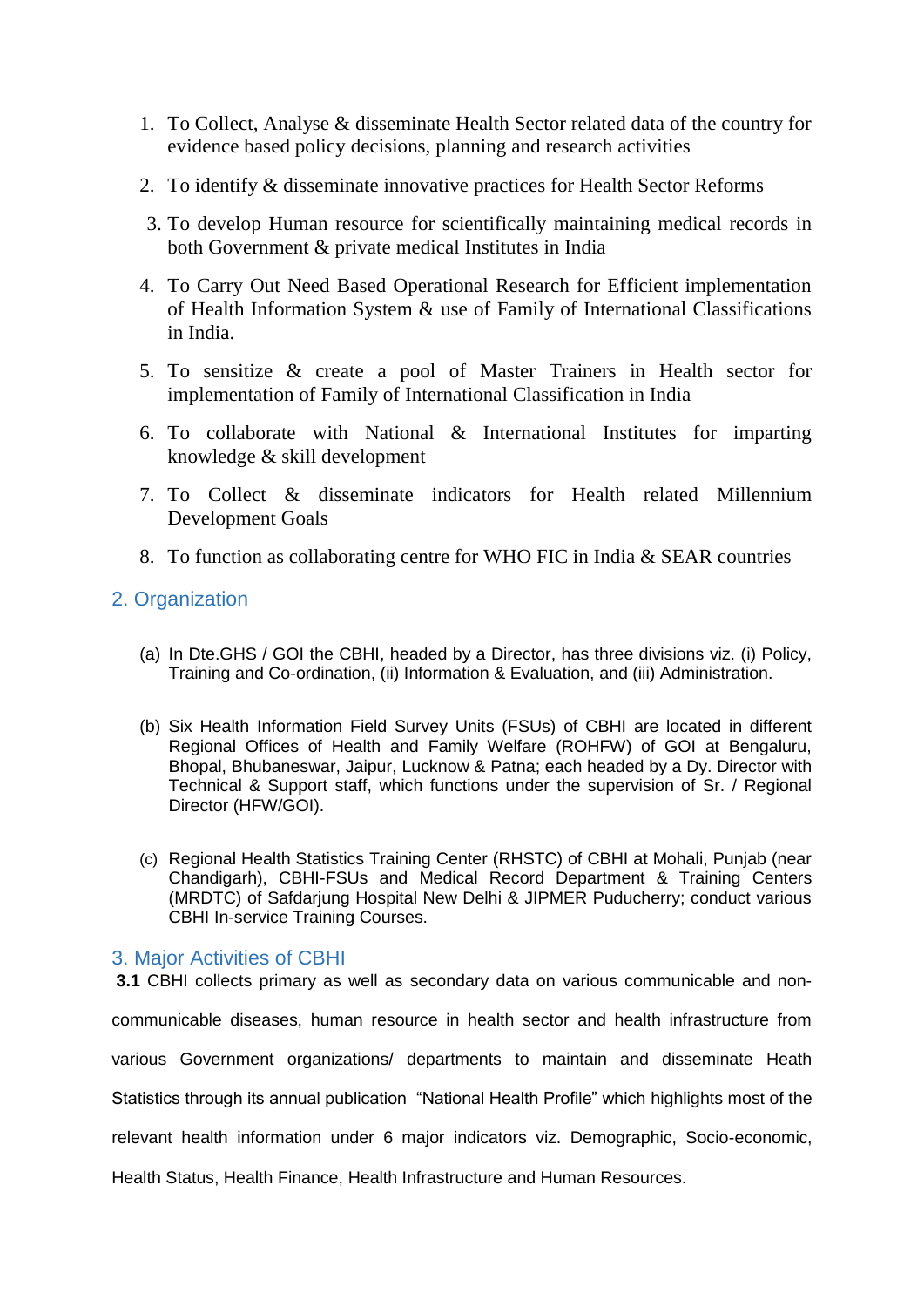1. To Collect, Analyse & disseminate Health Sector related data of the country for evidence based policy decisions, planning and research activities
2. To identify & disseminate innovative practices for Health Sector Reforms
3. To develop Human resource for scientifically maintaining medical records in both Government & private medical Institutes in India
4. To Carry Out Need Based Operational Research for Efficient implementation of Health Information System & use of Family of International Classifications in India.
5. To sensitize & create a pool of Master Trainers in Health sector for implementation of Family of International Classification in India
6. To collaborate with National & International Institutes for imparting knowledge & skill development
7. To Collect & disseminate indicators for Health related Millennium Development Goals
8. To function as collaborating centre for WHO FIC in India & SEAR countries

## 2. Organization

(a) In Dte.GHS / GOI the CBHI, headed by a Director, has three divisions viz. (i) Policy, Training and Co-ordination, (ii) Information & Evaluation, and (iii) Administration.

(b) Six Health Information Field Survey Units (FSUs) of CBHI are located in different Regional Offices of Health and Family Welfare (ROHFW) of GOI at Bengaluru, Bhopal, Bhubaneswar, Jaipur, Lucknow & Patna; each headed by a Dy. Director with Technical & Support staff, which functions under the supervision of Sr. / Regional Director (HFW/GOI).

(c) Regional Health Statistics Training Center (RHSTC) of CBHI at Mohali, Punjab (near Chandigarh), CBHI-FSUs and Medical Record Department & Training Centers (MRDTC) of Safdarjung Hospital New Delhi & JIPMER Puducherry; conduct various CBHI In-service Training Courses.

## 3. Major Activities of CBHI

**3.1** CBHI collects primary as well as secondary data on various communicable and non-communicable diseases, human resource in health sector and health infrastructure from various Government organizations/ departments to maintain and disseminate Heath Statistics through its annual publication "National Health Profile" which highlights most of the relevant health information under 6 major indicators viz. Demographic, Socio-economic, Health Status, Health Finance, Health Infrastructure and Human Resources.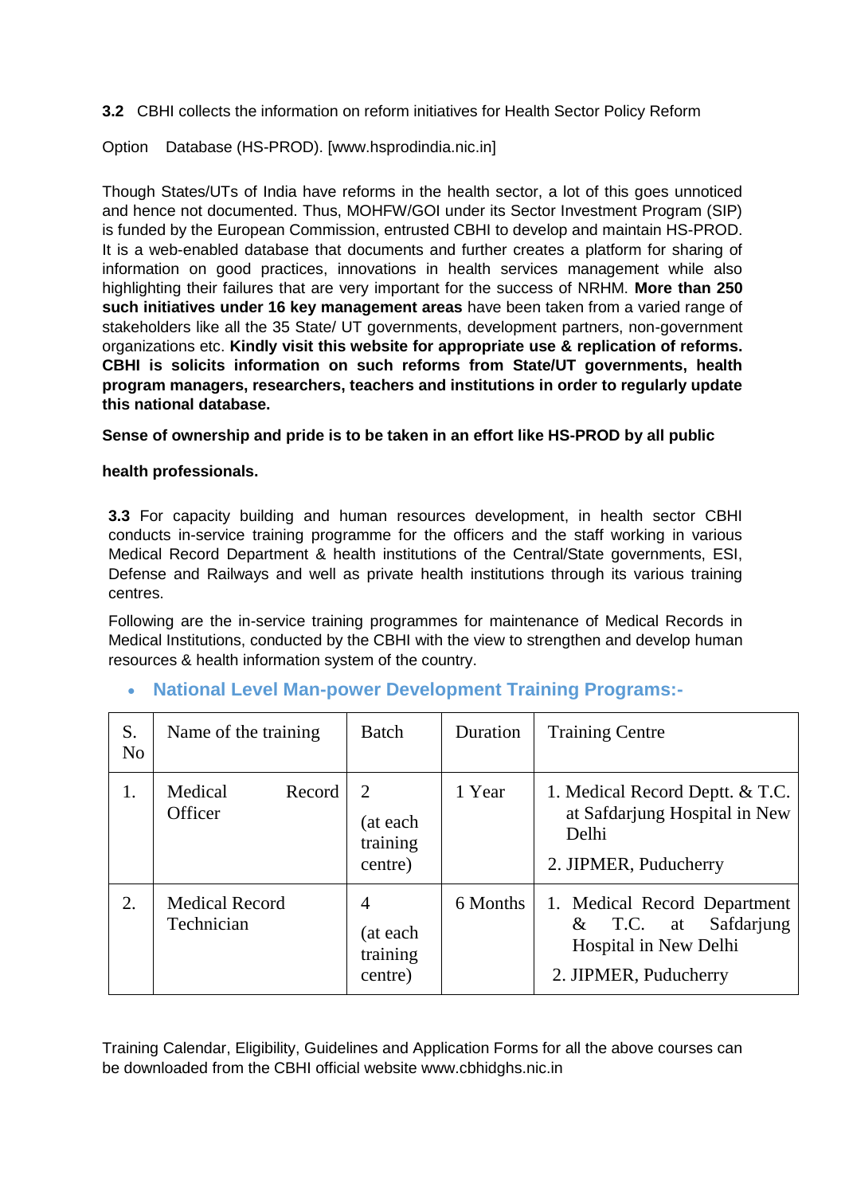**3.2** CBHI collects the information on reform initiatives for Health Sector Policy Reform

Option Database (HS-PROD). [www.hsprodindia.nic.in]

Though States/UTs of India have reforms in the health sector, a lot of this goes unnoticed and hence not documented. Thus, MOHFW/GOI under its Sector Investment Program (SIP) is funded by the European Commission, entrusted CBHI to develop and maintain HS-PROD. It is a web-enabled database that documents and further creates a platform for sharing of information on good practices, innovations in health services management while also highlighting their failures that are very important for the success of NRHM. **More than 250 such initiatives under 16 key management areas** have been taken from a varied range of stakeholders like all the 35 State/ UT governments, development partners, non-government organizations etc. **Kindly visit this website for appropriate use & replication of reforms. CBHI is solicits information on such reforms from State/UT governments, health program managers, researchers, teachers and institutions in order to regularly update this national database.**

**Sense of ownership and pride is to be taken in an effort like HS-PROD by all public health professionals.**

**3.3** For capacity building and human resources development, in health sector CBHI conducts in-service training programme for the officers and the staff working in various Medical Record Department & health institutions of the Central/State governments, ESI, Defense and Railways and well as private health institutions through its various training centres.

Following are the in-service training programmes for maintenance of Medical Records in Medical Institutions, conducted by the CBHI with the view to strengthen and develop human resources & health information system of the country.

- **National Level Man-power Development Training Programs:-**

| S. No | Name of the training | Batch | Duration | Training Centre |
|---|---|---|---|---|
| 1. | Medical Record Officer | 2 (at each training centre) | 1 Year | 1. Medical Record Deptt. & T.C. at Safdarjung Hospital in New Delhi<br>2. JIPMER, Puducherry |
| 2. | Medical Record Technician | 4 (at each training centre) | 6 Months | 1. Medical Record Department & T.C. at Safdarjung Hospital in New Delhi<br>2. JIPMER, Puducherry |

Training Calendar, Eligibility, Guidelines and Application Forms for all the above courses can be downloaded from the CBHI official website www.cbhidghs.nic.in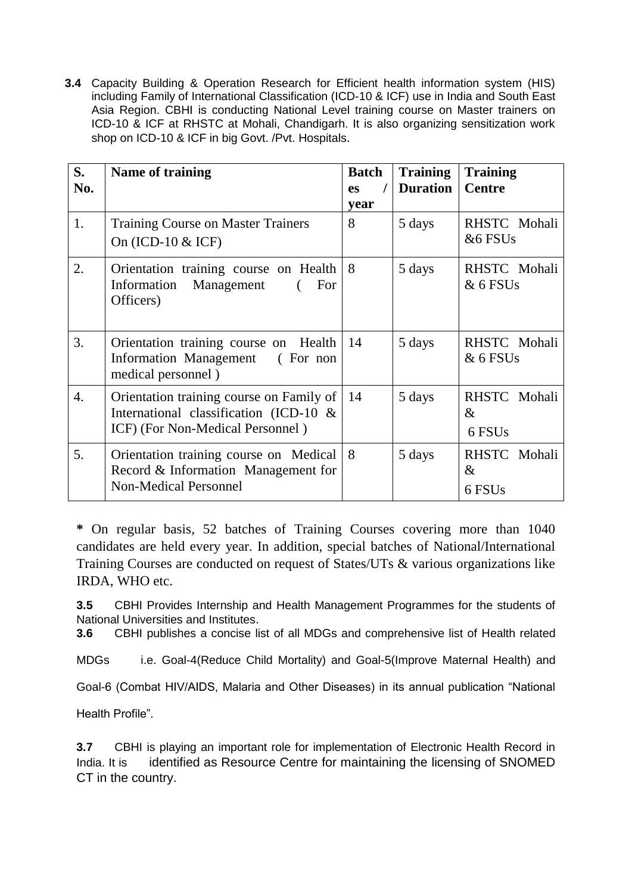**3.4** Capacity Building & Operation Research for Efficient health information system (HIS) including Family of International Classification (ICD-10 & ICF) use in India and South East Asia Region. CBHI is conducting National Level training course on Master trainers on ICD-10 & ICF at RHSTC at Mohali, Chandigarh. It is also organizing sensitization work shop on ICD-10 & ICF in big Govt. /Pvt. Hospitals.

| S. No. | Name of training | Batches / year | Training Duration | Training Centre |
|---|---|---|---|---|
| 1. | Training Course on Master Trainers On (ICD-10 & ICF) | 8 | 5 days | RHSTC Mohali &6 FSUs |
| 2. | Orientation training course on Health Information Management ( For Officers) | 8 | 5 days | RHSTC Mohali & 6 FSUs |
| 3. | Orientation training course on Health Information Management ( For non medical personnel ) | 14 | 5 days | RHSTC Mohali & 6 FSUs |
| 4. | Orientation training course on Family of International classification (ICD-10 & ICF) (For Non-Medical Personnel ) | 14 | 5 days | RHSTC Mohali & 6 FSUs |
| 5. | Orientation training course on Medical Record & Information Management for Non-Medical Personnel | 8 | 5 days | RHSTC Mohali & 6 FSUs |

**\*** On regular basis, 52 batches of Training Courses covering more than 1040 candidates are held every year. In addition, special batches of National/International Training Courses are conducted on request of States/UTs & various organizations like IRDA, WHO etc.

**3.5** CBHI Provides Internship and Health Management Programmes for the students of National Universities and Institutes.

**3.6** CBHI publishes a concise list of all MDGs and comprehensive list of Health related MDGs i.e. Goal-4(Reduce Child Mortality) and Goal-5(Improve Maternal Health) and Goal-6 (Combat HIV/AIDS, Malaria and Other Diseases) in its annual publication "National Health Profile".

**3.7** CBHI is playing an important role for implementation of Electronic Health Record in India. It is identified as Resource Centre for maintaining the licensing of SNOMED CT in the country.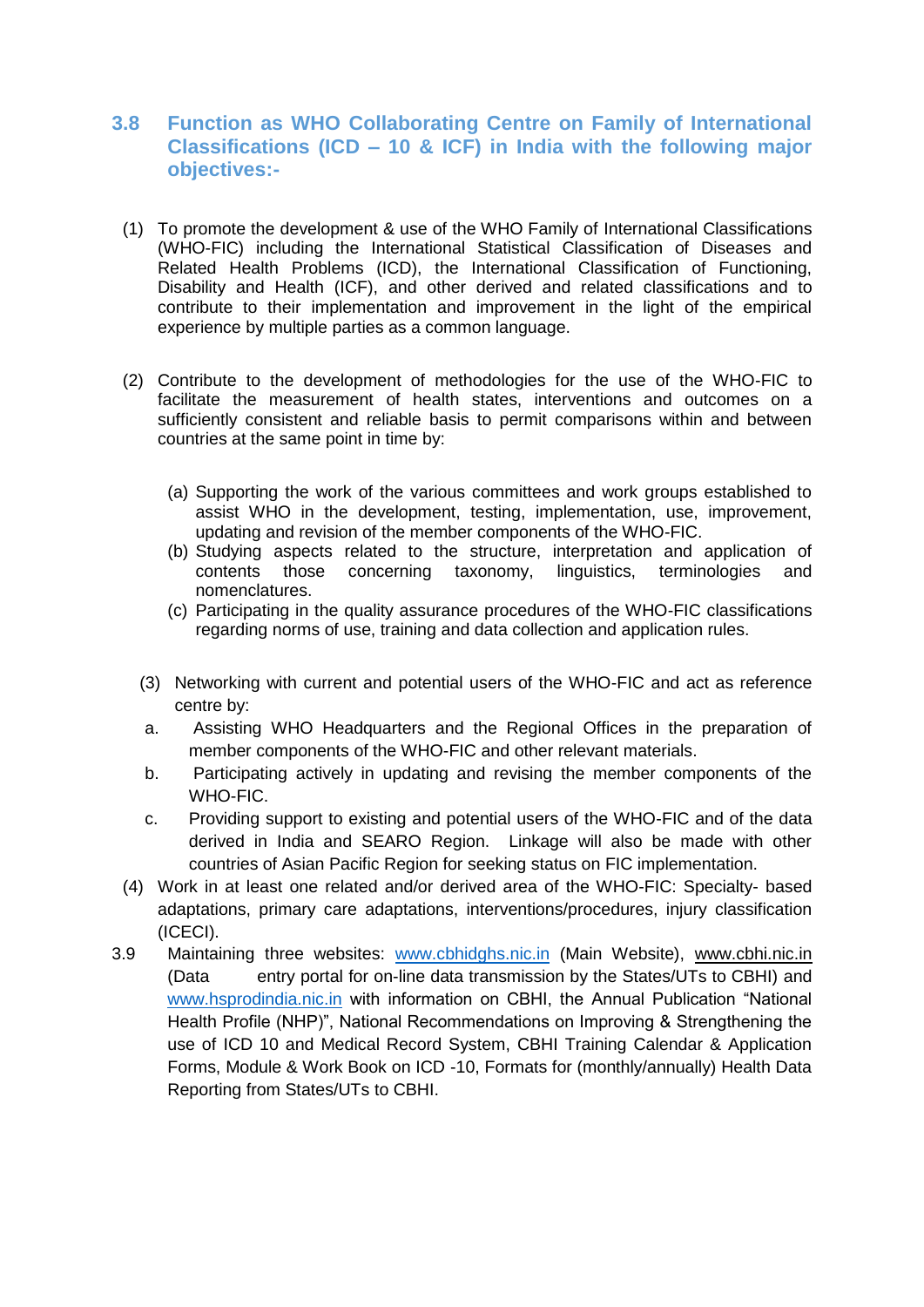## 3.8 Function as WHO Collaborating Centre on Family of International Classifications (ICD – 10 & ICF) in India with the following major objectives:-

(1) To promote the development & use of the WHO Family of International Classifications (WHO-FIC) including the International Statistical Classification of Diseases and Related Health Problems (ICD), the International Classification of Functioning, Disability and Health (ICF), and other derived and related classifications and to contribute to their implementation and improvement in the light of the empirical experience by multiple parties as a common language.

(2) Contribute to the development of methodologies for the use of the WHO-FIC to facilitate the measurement of health states, interventions and outcomes on a sufficiently consistent and reliable basis to permit comparisons within and between countries at the same point in time by:

   (a) Supporting the work of the various committees and work groups established to assist WHO in the development, testing, implementation, use, improvement, updating and revision of the member components of the WHO-FIC.
   (b) Studying aspects related to the structure, interpretation and application of contents those concerning taxonomy, linguistics, terminologies and nomenclatures.
   (c) Participating in the quality assurance procedures of the WHO-FIC classifications regarding norms of use, training and data collection and application rules.

(3) Networking with current and potential users of the WHO-FIC and act as reference centre by:

   a. Assisting WHO Headquarters and the Regional Offices in the preparation of member components of the WHO-FIC and other relevant materials.
   b. Participating actively in updating and revising the member components of the WHO-FIC.
   c. Providing support to existing and potential users of the WHO-FIC and of the data derived in India and SEARO Region. Linkage will also be made with other countries of Asian Pacific Region for seeking status on FIC implementation.

(4) Work in at least one related and/or derived area of the WHO-FIC: Specialty- based adaptations, primary care adaptations, interventions/procedures, injury classification (ICECI).

3.9 Maintaining three websites: www.cbhidghs.nic.in (Main Website), www.cbhi.nic.in (Data entry portal for on-line data transmission by the States/UTs to CBHI) and www.hsprodindia.nic.in with information on CBHI, the Annual Publication "National Health Profile (NHP)", National Recommendations on Improving & Strengthening the use of ICD 10 and Medical Record System, CBHI Training Calendar & Application Forms, Module & Work Book on ICD -10, Formats for (monthly/annually) Health Data Reporting from States/UTs to CBHI.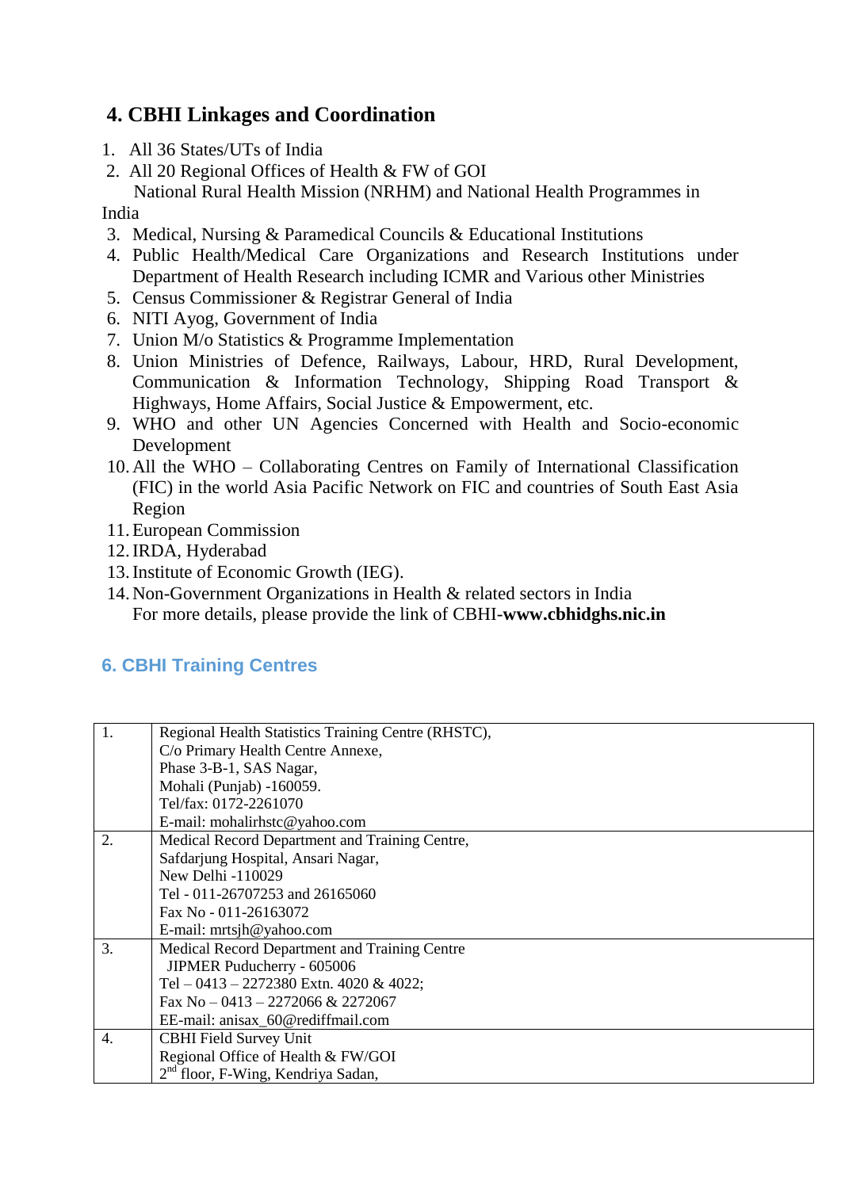## 4. CBHI Linkages and Coordination

1. All 36 States/UTs of India
2. All 20 Regional Offices of Health & FW of GOI
   National Rural Health Mission (NRHM) and National Health Programmes in India
3. Medical, Nursing & Paramedical Councils & Educational Institutions
4. Public Health/Medical Care Organizations and Research Institutions under Department of Health Research including ICMR and Various other Ministries
5. Census Commissioner & Registrar General of India
6. NITI Ayog, Government of India
7. Union M/o Statistics & Programme Implementation
8. Union Ministries of Defence, Railways, Labour, HRD, Rural Development, Communication & Information Technology, Shipping Road Transport & Highways, Home Affairs, Social Justice & Empowerment, etc.
9. WHO and other UN Agencies Concerned with Health and Socio-economic Development
10. All the WHO – Collaborating Centres on Family of International Classification (FIC) in the world Asia Pacific Network on FIC and countries of South East Asia Region
11. European Commission
12. IRDA, Hyderabad
13. Institute of Economic Growth (IEG).
14. Non-Government Organizations in Health & related sectors in India
    For more details, please provide the link of CBHI-**www.cbhidghs.nic.in**

## 6. CBHI Training Centres

| | |
|---|---|
| 1. | Regional Health Statistics Training Centre (RHSTC),<br>C/o Primary Health Centre Annexe,<br>Phase 3-B-1, SAS Nagar,<br>Mohali (Punjab) -160059.<br>Tel/fax: 0172-2261070<br>E-mail: mohalirhstc@yahoo.com |
| 2. | Medical Record Department and Training Centre,<br>Safdarjung Hospital, Ansari Nagar,<br>New Delhi -110029<br>Tel - 011-26707253 and 26165060<br>Fax No - 011-26163072<br>E-mail: mrtsjh@yahoo.com |
| 3. | Medical Record Department and Training Centre<br>JIPMER Puducherry - 605006<br>Tel – 0413 – 2272380 Extn. 4020 & 4022;<br>Fax No – 0413 – 2272066 & 2272067<br>EE-mail: anisax_60@rediffmail.com |
| 4. | CBHI Field Survey Unit<br>Regional Office of Health & FW/GOI<br>2nd floor, F-Wing, Kendriya Sadan, |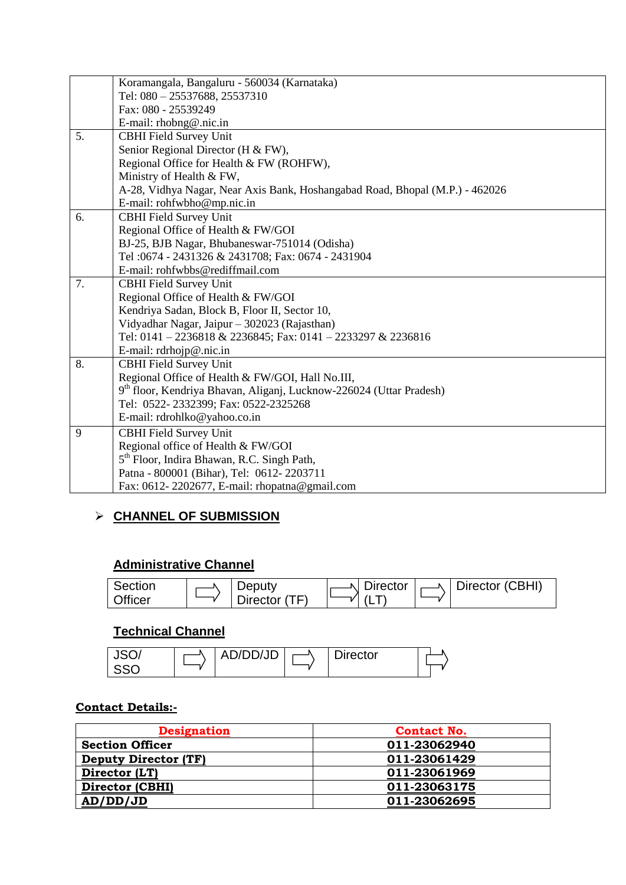| | |
|---|---|
| | Koramangala, Bangaluru - 560034 (Karnataka)<br>Tel: 080 – 25537688, 25537310<br>Fax: 080 - 25539249<br>E-mail: rhobng@.nic.in |
| 5. | CBHI Field Survey Unit<br>Senior Regional Director (H & FW),<br>Regional Office for Health & FW (ROHFW),<br>Ministry of Health & FW,<br>A-28, Vidhya Nagar, Near Axis Bank, Hoshangabad Road, Bhopal (M.P.) - 462026<br>E-mail: rohfwbho@mp.nic.in |
| 6. | CBHI Field Survey Unit<br>Regional Office of Health & FW/GOI<br>BJ-25, BJB Nagar, Bhubaneswar-751014 (Odisha)<br>Tel :0674 - 2431326 & 2431708; Fax: 0674 - 2431904<br>E-mail: rohfwbbs@rediffmail.com |
| 7. | CBHI Field Survey Unit<br>Regional Office of Health & FW/GOI<br>Kendriya Sadan, Block B, Floor II, Sector 10,<br>Vidyadhar Nagar, Jaipur – 302023 (Rajasthan)<br>Tel: 0141 – 2236818 & 2236845; Fax: 0141 – 2233297 & 2236816<br>E-mail: rdrhojp@.nic.in |
| 8. | CBHI Field Survey Unit<br>Regional Office of Health & FW/GOI, Hall No.III,<br>9th floor, Kendriya Bhavan, Aliganj, Lucknow-226024 (Uttar Pradesh)<br>Tel: 0522- 2332399; Fax: 0522-2325268<br>E-mail: rdrohlko@yahoo.co.in |
| 9 | CBHI Field Survey Unit<br>Regional office of Health & FW/GOI<br>5th Floor, Indira Bhawan, R.C. Singh Path,<br>Patna - 800001 (Bihar), Tel: 0612- 2203711<br>Fax: 0612- 2202677, E-mail: rhopatna@gmail.com |

## CHANNEL OF SUBMISSION

### Administrative Channel

Section Officer ⇨ Deputy Director (TF) ⇨ Director (LT) ⇨ Director (CBHI)

### Technical Channel

JSO/ SSO ⇨ AD/DD/JD ⇨ Director ⇨

**Contact Details:-**

| Designation | Contact No. |
|---|---|
| **Section Officer** | **011-23062940** |
| **Deputy Director (TF)** | **011-23061429** |
| **Director (LT)** | **011-23061969** |
| **Director (CBHI)** | **011-23063175** |
| **AD/DD/JD** | **011-23062695** |